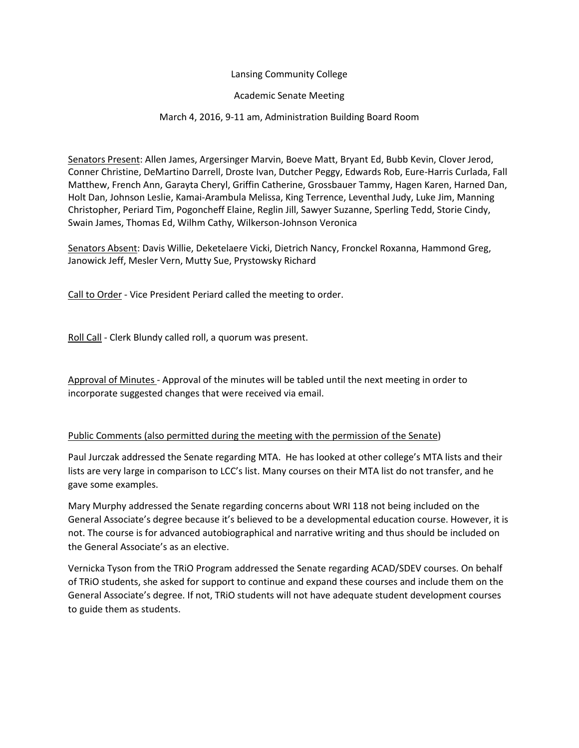Lansing Community College

Academic Senate Meeting

March 4, 2016, 9-11 am, Administration Building Board Room

Senators Present: Allen James, Argersinger Marvin, Boeve Matt, Bryant Ed, Bubb Kevin, Clover Jerod, Conner Christine, DeMartino Darrell, Droste Ivan, Dutcher Peggy, Edwards Rob, Eure-Harris Curlada, Fall Matthew, French Ann, Garayta Cheryl, Griffin Catherine, Grossbauer Tammy, Hagen Karen, Harned Dan, Holt Dan, Johnson Leslie, Kamai-Arambula Melissa, King Terrence, Leventhal Judy, Luke Jim, Manning Christopher, Periard Tim, Pogoncheff Elaine, Reglin Jill, Sawyer Suzanne, Sperling Tedd, Storie Cindy, Swain James, Thomas Ed, Wilhm Cathy, Wilkerson-Johnson Veronica

Senators Absent: Davis Willie, Deketelaere Vicki, Dietrich Nancy, Fronckel Roxanna, Hammond Greg, Janowick Jeff, Mesler Vern, Mutty Sue, Prystowsky Richard

Call to Order - Vice President Periard called the meeting to order.

Roll Call - Clerk Blundy called roll, a quorum was present.

Approval of Minutes - Approval of the minutes will be tabled until the next meeting in order to incorporate suggested changes that were received via email.

Public Comments (also permitted during the meeting with the permission of the Senate)

Paul Jurczak addressed the Senate regarding MTA. He has looked at other college's MTA lists and their lists are very large in comparison to LCC's list. Many courses on their MTA list do not transfer, and he gave some examples.

Mary Murphy addressed the Senate regarding concerns about WRI 118 not being included on the General Associate's degree because it's believed to be a developmental education course. However, it is not. The course is for advanced autobiographical and narrative writing and thus should be included on the General Associate's as an elective.

Vernicka Tyson from the TRiO Program addressed the Senate regarding ACAD/SDEV courses. On behalf of TRiO students, she asked for support to continue and expand these courses and include them on the General Associate's degree. If not, TRiO students will not have adequate student development courses to guide them as students.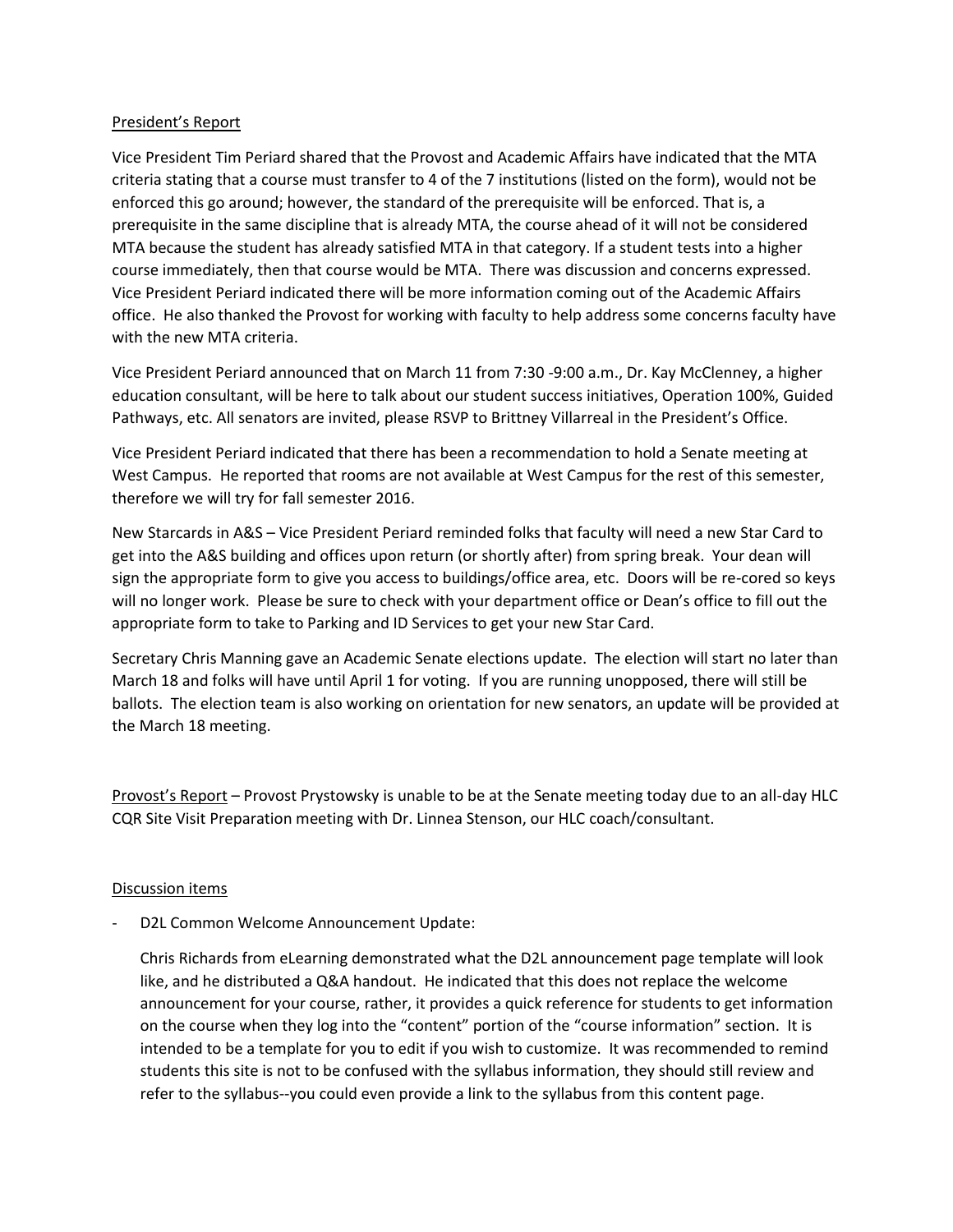## President's Report

Vice President Tim Periard shared that the Provost and Academic Affairs have indicated that the MTA criteria stating that a course must transfer to 4 of the 7 institutions (listed on the form), would not be enforced this go around; however, the standard of the prerequisite will be enforced. That is, a prerequisite in the same discipline that is already MTA, the course ahead of it will not be considered MTA because the student has already satisfied MTA in that category. If a student tests into a higher course immediately, then that course would be MTA. There was discussion and concerns expressed. Vice President Periard indicated there will be more information coming out of the Academic Affairs office. He also thanked the Provost for working with faculty to help address some concerns faculty have with the new MTA criteria.

Vice President Periard announced that on March 11 from 7:30 -9:00 a.m., Dr. Kay McClenney, a higher education consultant, will be here to talk about our student success initiatives, Operation 100%, Guided Pathways, etc. All senators are invited, please RSVP to Brittney Villarreal in the President's Office.

Vice President Periard indicated that there has been a recommendation to hold a Senate meeting at West Campus. He reported that rooms are not available at West Campus for the rest of this semester, therefore we will try for fall semester 2016.

New Starcards in A&S – Vice President Periard reminded folks that faculty will need a new Star Card to get into the A&S building and offices upon return (or shortly after) from spring break. Your dean will sign the appropriate form to give you access to buildings/office area, etc. Doors will be re-cored so keys will no longer work. Please be sure to check with your department office or Dean's office to fill out the appropriate form to take to Parking and ID Services to get your new Star Card.

Secretary Chris Manning gave an Academic Senate elections update. The election will start no later than March 18 and folks will have until April 1 for voting. If you are running unopposed, there will still be ballots. The election team is also working on orientation for new senators, an update will be provided at the March 18 meeting.

Provost's Report – Provost Prystowsky is unable to be at the Senate meeting today due to an all-day HLC CQR Site Visit Preparation meeting with Dr. Linnea Stenson, our HLC coach/consultant.

## Discussion items

- D2L Common Welcome Announcement Update:

  Chris Richards from eLearning demonstrated what the D2L announcement page template will look like, and he distributed a Q&A handout. He indicated that this does not replace the welcome announcement for your course, rather, it provides a quick reference for students to get information on the course when they log into the "content" portion of the "course information" section. It is intended to be a template for you to edit if you wish to customize. It was recommended to remind students this site is not to be confused with the syllabus information, they should still review and refer to the syllabus--you could even provide a link to the syllabus from this content page.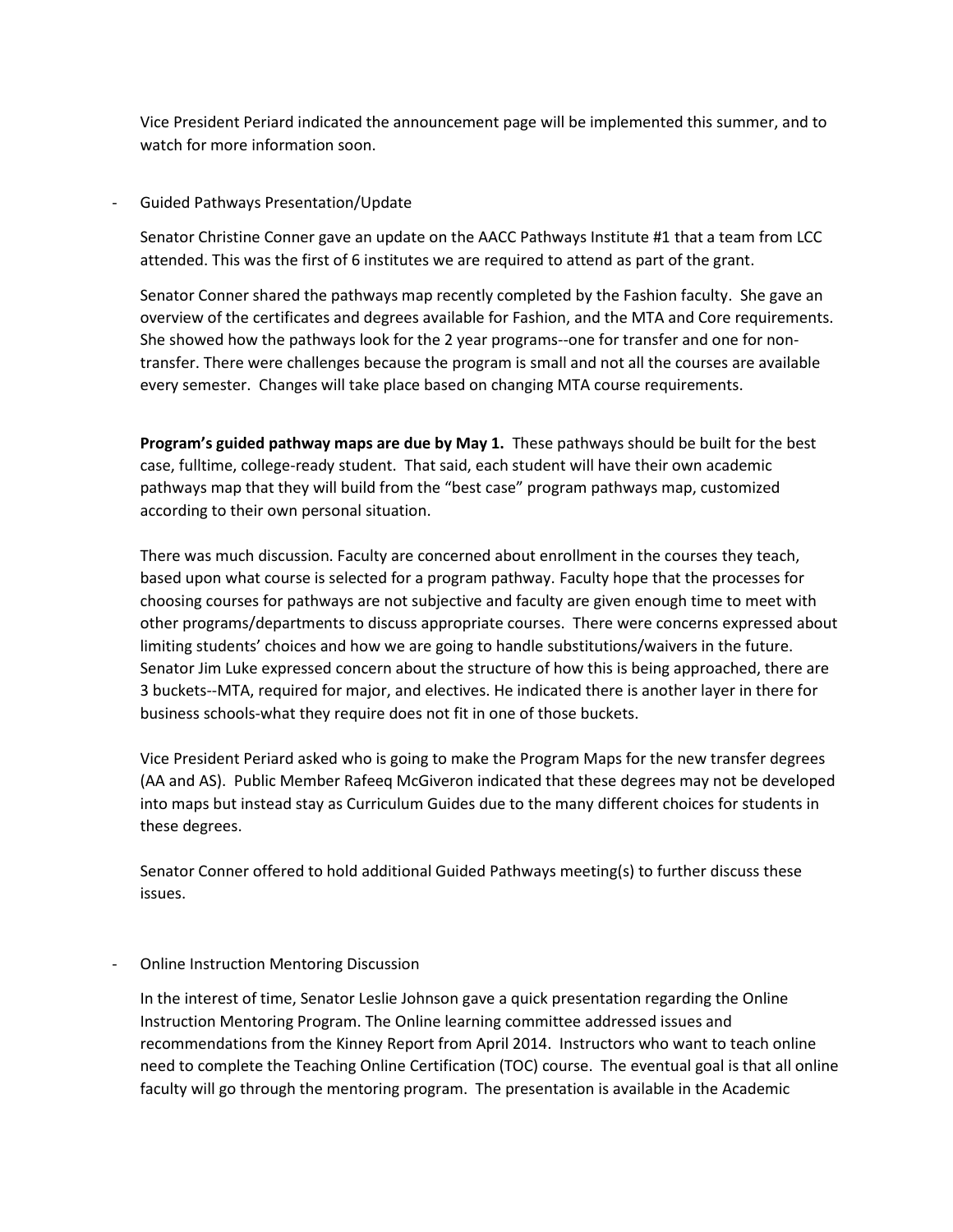Vice President Periard indicated the announcement page will be implemented this summer, and to watch for more information soon.

- Guided Pathways Presentation/Update

  Senator Christine Conner gave an update on the AACC Pathways Institute #1 that a team from LCC attended. This was the first of 6 institutes we are required to attend as part of the grant.

  Senator Conner shared the pathways map recently completed by the Fashion faculty. She gave an overview of the certificates and degrees available for Fashion, and the MTA and Core requirements. She showed how the pathways look for the 2 year programs--one for transfer and one for non-transfer. There were challenges because the program is small and not all the courses are available every semester. Changes will take place based on changing MTA course requirements.

  **Program's guided pathway maps are due by May 1.** These pathways should be built for the best case, fulltime, college-ready student. That said, each student will have their own academic pathways map that they will build from the "best case" program pathways map, customized according to their own personal situation.

  There was much discussion. Faculty are concerned about enrollment in the courses they teach, based upon what course is selected for a program pathway. Faculty hope that the processes for choosing courses for pathways are not subjective and faculty are given enough time to meet with other programs/departments to discuss appropriate courses. There were concerns expressed about limiting students' choices and how we are going to handle substitutions/waivers in the future. Senator Jim Luke expressed concern about the structure of how this is being approached, there are 3 buckets--MTA, required for major, and electives. He indicated there is another layer in there for business schools-what they require does not fit in one of those buckets.

  Vice President Periard asked who is going to make the Program Maps for the new transfer degrees (AA and AS). Public Member Rafeeq McGiveron indicated that these degrees may not be developed into maps but instead stay as Curriculum Guides due to the many different choices for students in these degrees.

  Senator Conner offered to hold additional Guided Pathways meeting(s) to further discuss these issues.

- Online Instruction Mentoring Discussion

  In the interest of time, Senator Leslie Johnson gave a quick presentation regarding the Online Instruction Mentoring Program. The Online learning committee addressed issues and recommendations from the Kinney Report from April 2014. Instructors who want to teach online need to complete the Teaching Online Certification (TOC) course. The eventual goal is that all online faculty will go through the mentoring program. The presentation is available in the Academic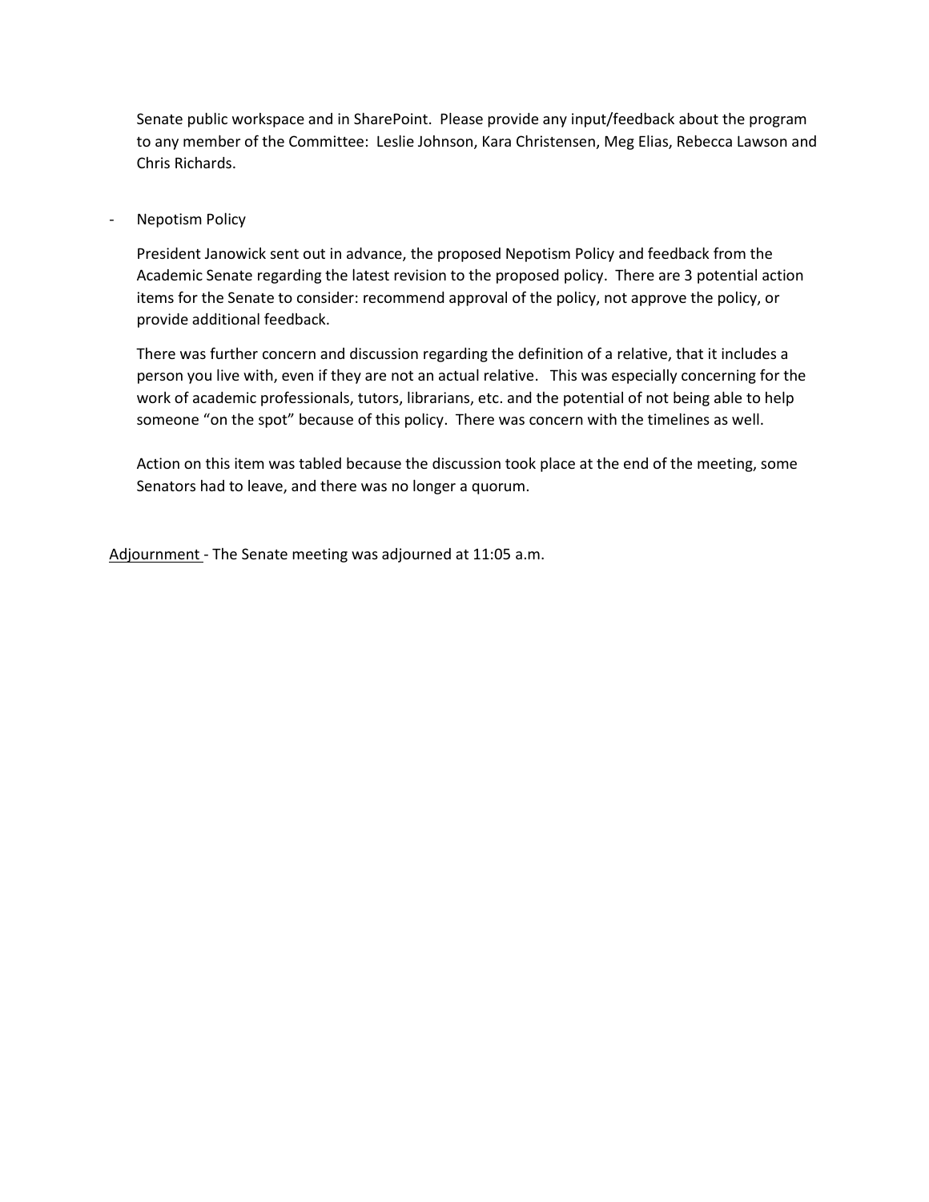Senate public workspace and in SharePoint. Please provide any input/feedback about the program to any member of the Committee: Leslie Johnson, Kara Christensen, Meg Elias, Rebecca Lawson and Chris Richards.

- Nepotism Policy

  President Janowick sent out in advance, the proposed Nepotism Policy and feedback from the Academic Senate regarding the latest revision to the proposed policy. There are 3 potential action items for the Senate to consider: recommend approval of the policy, not approve the policy, or provide additional feedback.

  There was further concern and discussion regarding the definition of a relative, that it includes a person you live with, even if they are not an actual relative. This was especially concerning for the work of academic professionals, tutors, librarians, etc. and the potential of not being able to help someone "on the spot" because of this policy. There was concern with the timelines as well.

  Action on this item was tabled because the discussion took place at the end of the meeting, some Senators had to leave, and there was no longer a quorum.

<u>Adjournment</u> - The Senate meeting was adjourned at 11:05 a.m.